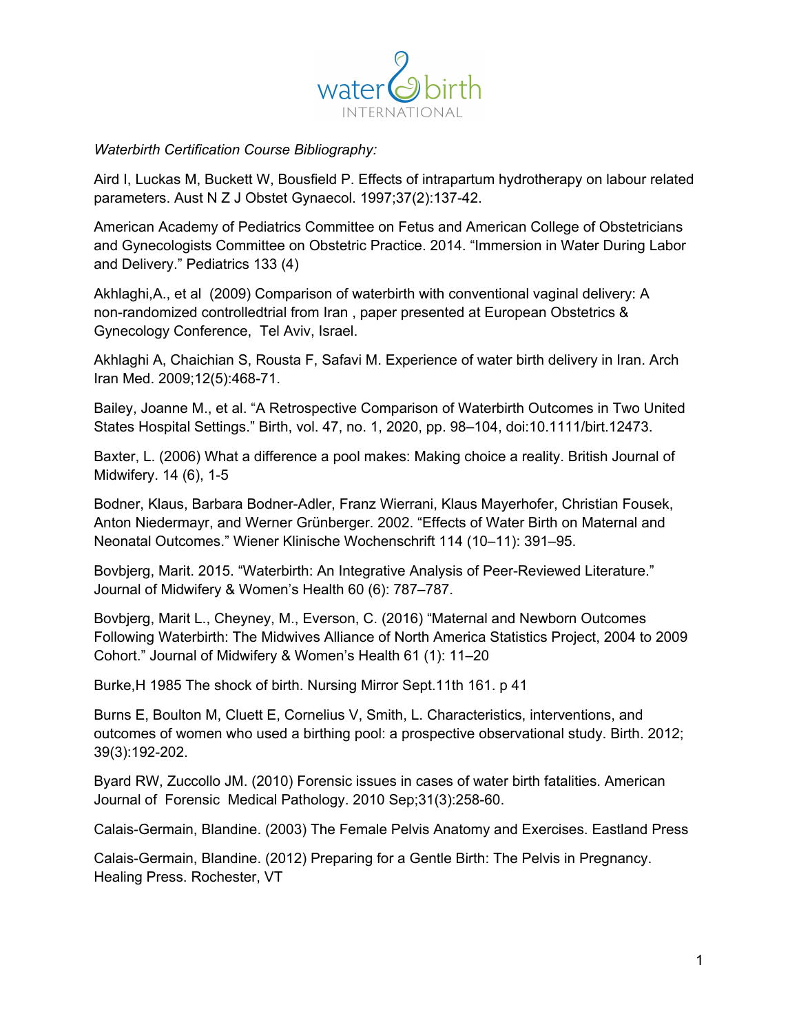*Waterbirth Certification Course Bibliography:*

Aird I, Luckas M, Buckett W, Bousfield P. Effects of intrapartum hydrotherapy on labour related parameters. Aust N Z J Obstet Gynaecol. 1997;37(2):137-42.

American Academy of Pediatrics Committee on Fetus and American College of Obstetricians and Gynecologists Committee on Obstetric Practice. 2014. "Immersion in Water During Labor and Delivery." Pediatrics 133 (4)

Akhlaghi,A., et al (2009) Comparison of waterbirth with conventional vaginal delivery: A non-randomized controlledtrial from Iran , paper presented at European Obstetrics & Gynecology Conference, Tel Aviv, Israel.

Akhlaghi A, Chaichian S, Rousta F, Safavi M. Experience of water birth delivery in Iran. Arch Iran Med. 2009;12(5):468-71.

Bailey, Joanne M., et al. "A Retrospective Comparison of Waterbirth Outcomes in Two United States Hospital Settings." Birth, vol. 47, no. 1, 2020, pp. 98–104, doi:10.1111/birt.12473.

Baxter, L. (2006) What a difference a pool makes: Making choice a reality. British Journal of Midwifery. 14 (6), 1-5

Bodner, Klaus, Barbara Bodner-Adler, Franz Wierrani, Klaus Mayerhofer, Christian Fousek, Anton Niedermayr, and Werner Grünberger. 2002. "Effects of Water Birth on Maternal and Neonatal Outcomes." Wiener Klinische Wochenschrift 114 (10–11): 391–95.

Bovbjerg, Marit. 2015. "Waterbirth: An Integrative Analysis of Peer-Reviewed Literature." Journal of Midwifery & Women's Health 60 (6): 787–787.

Bovbjerg, Marit L., Cheyney, M., Everson, C. (2016) "Maternal and Newborn Outcomes Following Waterbirth: The Midwives Alliance of North America Statistics Project, 2004 to 2009 Cohort." Journal of Midwifery & Women's Health 61 (1): 11–20

Burke,H 1985 The shock of birth. Nursing Mirror Sept.11th 161. p 41

Burns E, Boulton M, Cluett E, Cornelius V, Smith, L. Characteristics, interventions, and outcomes of women who used a birthing pool: a prospective observational study. Birth. 2012; 39(3):192-202.

Byard RW, Zuccollo JM. (2010) Forensic issues in cases of water birth fatalities. American Journal of Forensic Medical Pathology. 2010 Sep;31(3):258-60.

Calais-Germain, Blandine. (2003) The Female Pelvis Anatomy and Exercises. Eastland Press

Calais-Germain, Blandine. (2012) Preparing for a Gentle Birth: The Pelvis in Pregnancy. Healing Press. Rochester, VT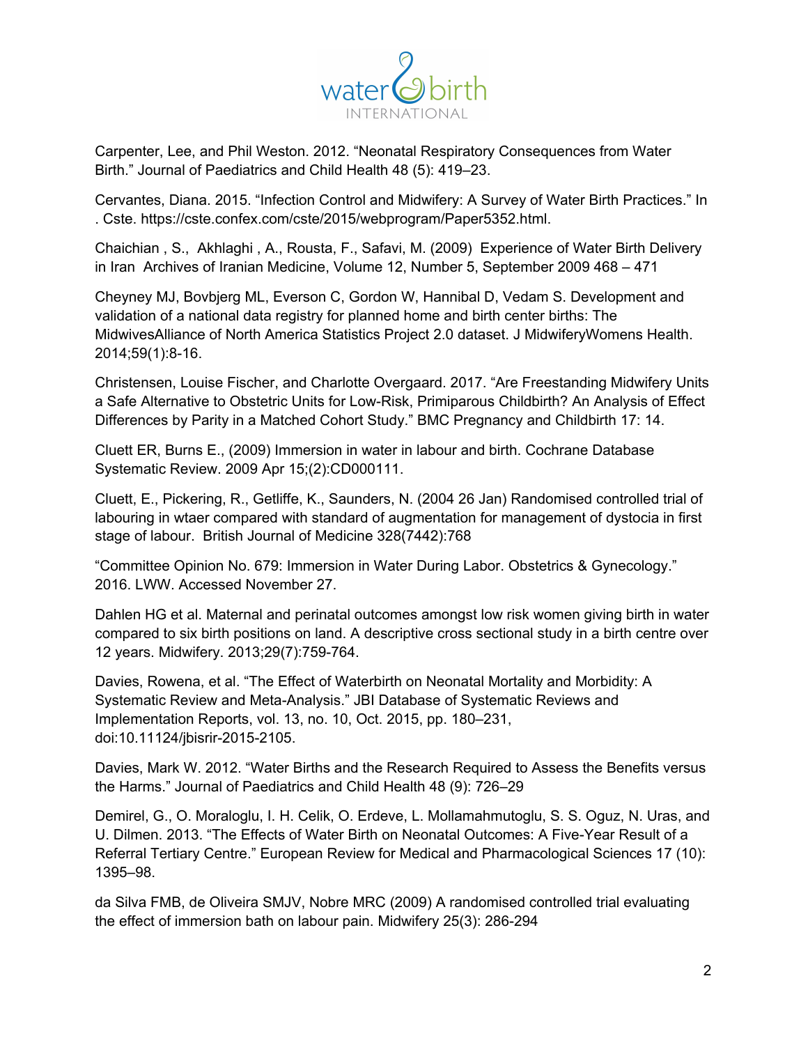Carpenter, Lee, and Phil Weston. 2012. “Neonatal Respiratory Consequences from Water Birth.” Journal of Paediatrics and Child Health 48 (5): 419–23.

Cervantes, Diana. 2015. “Infection Control and Midwifery: A Survey of Water Birth Practices.” In . Cste. https://cste.confex.com/cste/2015/webprogram/Paper5352.html.

Chaichian , S., Akhlaghi , A., Rousta, F., Safavi, M. (2009) Experience of Water Birth Delivery in Iran Archives of Iranian Medicine, Volume 12, Number 5, September 2009 468 – 471

Cheyney MJ, Bovbjerg ML, Everson C, Gordon W, Hannibal D, Vedam S. Development and validation of a national data registry for planned home and birth center births: The MidwivesAlliance of North America Statistics Project 2.0 dataset. J MidwiferyWomens Health. 2014;59(1):8-16.

Christensen, Louise Fischer, and Charlotte Overgaard. 2017. “Are Freestanding Midwifery Units a Safe Alternative to Obstetric Units for Low-Risk, Primiparous Childbirth? An Analysis of Effect Differences by Parity in a Matched Cohort Study.” BMC Pregnancy and Childbirth 17: 14.

Cluett ER, Burns E., (2009) Immersion in water in labour and birth. Cochrane Database Systematic Review. 2009 Apr 15;(2):CD000111.

Cluett, E., Pickering, R., Getliffe, K., Saunders, N. (2004 26 Jan) Randomised controlled trial of labouring in wtaer compared with standard of augmentation for management of dystocia in first stage of labour. British Journal of Medicine 328(7442):768

“Committee Opinion No. 679: Immersion in Water During Labor. Obstetrics & Gynecology.” 2016. LWW. Accessed November 27.

Dahlen HG et al. Maternal and perinatal outcomes amongst low risk women giving birth in water compared to six birth positions on land. A descriptive cross sectional study in a birth centre over 12 years. Midwifery. 2013;29(7):759-764.

Davies, Rowena, et al. “The Effect of Waterbirth on Neonatal Mortality and Morbidity: A Systematic Review and Meta-Analysis.” JBI Database of Systematic Reviews and Implementation Reports, vol. 13, no. 10, Oct. 2015, pp. 180–231, doi:10.11124/jbisrir-2015-2105.

Davies, Mark W. 2012. “Water Births and the Research Required to Assess the Benefits versus the Harms.” Journal of Paediatrics and Child Health 48 (9): 726–29

Demirel, G., O. Moraloglu, I. H. Celik, O. Erdeve, L. Mollamahmutoglu, S. S. Oguz, N. Uras, and U. Dilmen. 2013. “The Effects of Water Birth on Neonatal Outcomes: A Five-Year Result of a Referral Tertiary Centre.” European Review for Medical and Pharmacological Sciences 17 (10): 1395–98.

da Silva FMB, de Oliveira SMJV, Nobre MRC (2009) A randomised controlled trial evaluating the effect of immersion bath on labour pain. Midwifery 25(3): 286-294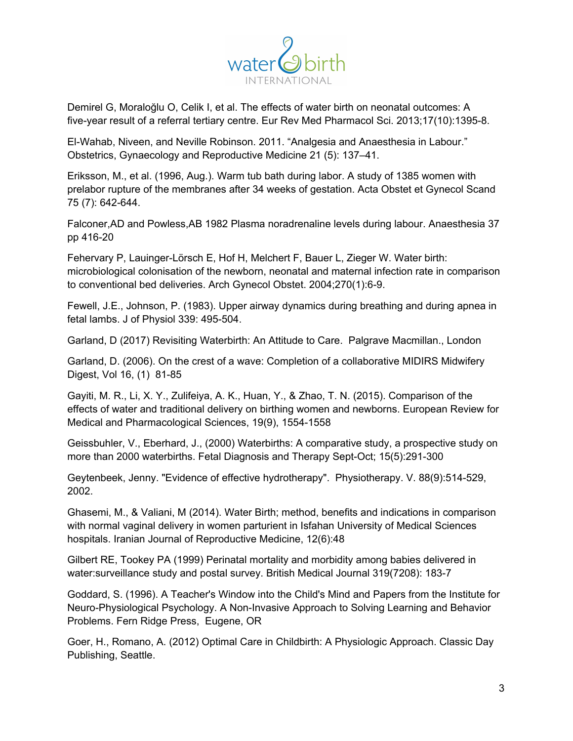Demirel G, Moraloğlu O, Celik I, et al. The effects of water birth on neonatal outcomes: A five-year result of a referral tertiary centre. Eur Rev Med Pharmacol Sci. 2013;17(10):1395-8.

El-Wahab, Niveen, and Neville Robinson. 2011. "Analgesia and Anaesthesia in Labour." Obstetrics, Gynaecology and Reproductive Medicine 21 (5): 137–41.

Eriksson, M., et al. (1996, Aug.). Warm tub bath during labor. A study of 1385 women with prelabor rupture of the membranes after 34 weeks of gestation. Acta Obstet et Gynecol Scand 75 (7): 642-644.

Falconer,AD and Powless,AB 1982 Plasma noradrenaline levels during labour. Anaesthesia 37 pp 416-20

Fehervary P, Lauinger-Lörsch E, Hof H, Melchert F, Bauer L, Zieger W. Water birth: microbiological colonisation of the newborn, neonatal and maternal infection rate in comparison to conventional bed deliveries. Arch Gynecol Obstet. 2004;270(1):6-9.

Fewell, J.E., Johnson, P. (1983). Upper airway dynamics during breathing and during apnea in fetal lambs. J of Physiol 339: 495-504.

Garland, D (2017) Revisiting Waterbirth: An Attitude to Care. Palgrave Macmillan., London

Garland, D. (2006). On the crest of a wave: Completion of a collaborative MIDIRS Midwifery Digest, Vol 16, (1) 81-85

Gayiti, M. R., Li, X. Y., Zulifeiya, A. K., Huan, Y., & Zhao, T. N. (2015). Comparison of the effects of water and traditional delivery on birthing women and newborns. European Review for Medical and Pharmacological Sciences, 19(9), 1554-1558

Geissbuhler, V., Eberhard, J., (2000) Waterbirths: A comparative study, a prospective study on more than 2000 waterbirths. Fetal Diagnosis and Therapy Sept-Oct; 15(5):291-300

Geytenbeek, Jenny. "Evidence of effective hydrotherapy". Physiotherapy. V. 88(9):514-529, 2002.

Ghasemi, M., & Valiani, M (2014). Water Birth; method, benefits and indications in comparison with normal vaginal delivery in women parturient in Isfahan University of Medical Sciences hospitals. Iranian Journal of Reproductive Medicine, 12(6):48

Gilbert RE, Tookey PA (1999) Perinatal mortality and morbidity among babies delivered in water:surveillance study and postal survey. British Medical Journal 319(7208): 183-7

Goddard, S. (1996). A Teacher's Window into the Child's Mind and Papers from the Institute for Neuro-Physiological Psychology. A Non-Invasive Approach to Solving Learning and Behavior Problems. Fern Ridge Press, Eugene, OR

Goer, H., Romano, A. (2012) Optimal Care in Childbirth: A Physiologic Approach. Classic Day Publishing, Seattle.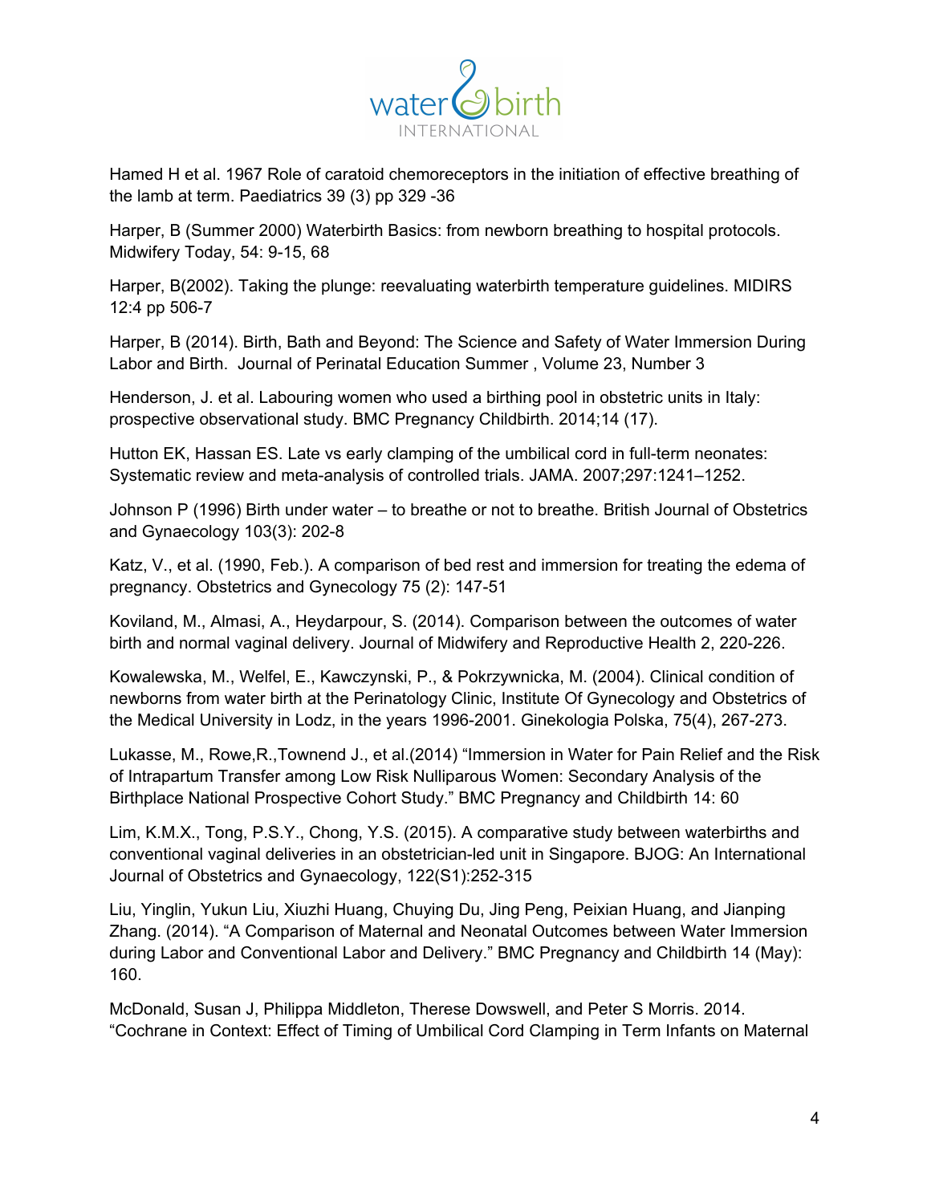Hamed H et al. 1967 Role of caratoid chemoreceptors in the initiation of effective breathing of the lamb at term. Paediatrics 39 (3) pp 329 -36

Harper, B (Summer 2000) Waterbirth Basics: from newborn breathing to hospital protocols. Midwifery Today, 54: 9-15, 68

Harper, B(2002). Taking the plunge: reevaluating waterbirth temperature guidelines. MIDIRS 12:4 pp 506-7

Harper, B (2014). Birth, Bath and Beyond: The Science and Safety of Water Immersion During Labor and Birth. Journal of Perinatal Education Summer , Volume 23, Number 3

Henderson, J. et al. Labouring women who used a birthing pool in obstetric units in Italy: prospective observational study. BMC Pregnancy Childbirth. 2014;14 (17).

Hutton EK, Hassan ES. Late vs early clamping of the umbilical cord in full-term neonates: Systematic review and meta-analysis of controlled trials. JAMA. 2007;297:1241–1252.

Johnson P (1996) Birth under water – to breathe or not to breathe. British Journal of Obstetrics and Gynaecology 103(3): 202-8

Katz, V., et al. (1990, Feb.). A comparison of bed rest and immersion for treating the edema of pregnancy. Obstetrics and Gynecology 75 (2): 147-51

Koviland, M., Almasi, A., Heydarpour, S. (2014). Comparison between the outcomes of water birth and normal vaginal delivery. Journal of Midwifery and Reproductive Health 2, 220-226.

Kowalewska, M., Welfel, E., Kawczynski, P., & Pokrzywnicka, M. (2004). Clinical condition of newborns from water birth at the Perinatology Clinic, Institute Of Gynecology and Obstetrics of the Medical University in Lodz, in the years 1996-2001. Ginekologia Polska, 75(4), 267-273.

Lukasse, M., Rowe,R.,Townend J., et al.(2014) "Immersion in Water for Pain Relief and the Risk of Intrapartum Transfer among Low Risk Nulliparous Women: Secondary Analysis of the Birthplace National Prospective Cohort Study." BMC Pregnancy and Childbirth 14: 60

Lim, K.M.X., Tong, P.S.Y., Chong, Y.S. (2015). A comparative study between waterbirths and conventional vaginal deliveries in an obstetrician-led unit in Singapore. BJOG: An International Journal of Obstetrics and Gynaecology, 122(S1):252-315

Liu, Yinglin, Yukun Liu, Xiuzhi Huang, Chuying Du, Jing Peng, Peixian Huang, and Jianping Zhang. (2014). "A Comparison of Maternal and Neonatal Outcomes between Water Immersion during Labor and Conventional Labor and Delivery." BMC Pregnancy and Childbirth 14 (May): 160.

McDonald, Susan J, Philippa Middleton, Therese Dowswell, and Peter S Morris. 2014. "Cochrane in Context: Effect of Timing of Umbilical Cord Clamping in Term Infants on Maternal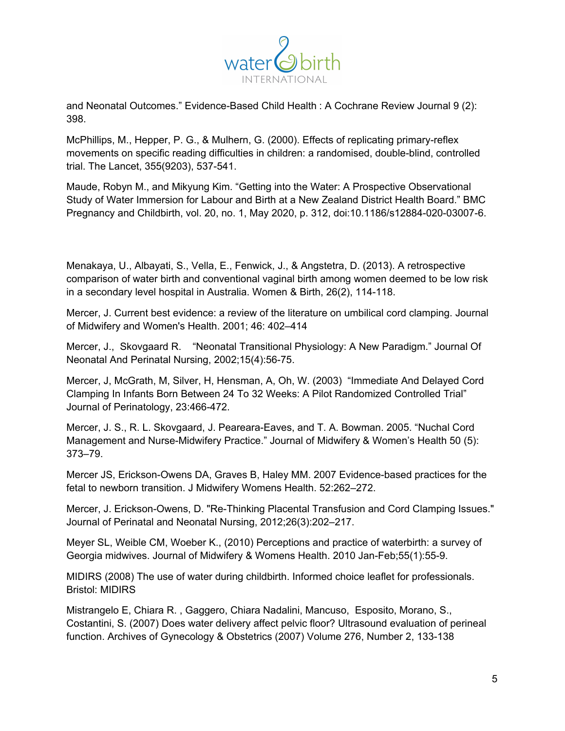and Neonatal Outcomes." Evidence-Based Child Health : A Cochrane Review Journal 9 (2): 398.

McPhillips, M., Hepper, P. G., & Mulhern, G. (2000). Effects of replicating primary-reflex movements on specific reading difficulties in children: a randomised, double-blind, controlled trial. The Lancet, 355(9203), 537-541.

Maude, Robyn M., and Mikyung Kim. "Getting into the Water: A Prospective Observational Study of Water Immersion for Labour and Birth at a New Zealand District Health Board." BMC Pregnancy and Childbirth, vol. 20, no. 1, May 2020, p. 312, doi:10.1186/s12884-020-03007-6.

Menakaya, U., Albayati, S., Vella, E., Fenwick, J., & Angstetra, D. (2013). A retrospective comparison of water birth and conventional vaginal birth among women deemed to be low risk in a secondary level hospital in Australia. Women & Birth, 26(2), 114-118.

Mercer, J. Current best evidence: a review of the literature on umbilical cord clamping. Journal of Midwifery and Women's Health. 2001; 46: 402–414

Mercer, J., Skovgaard R. "Neonatal Transitional Physiology: A New Paradigm." Journal Of Neonatal And Perinatal Nursing, 2002;15(4):56-75.

Mercer, J, McGrath, M, Silver, H, Hensman, A, Oh, W. (2003) "Immediate And Delayed Cord Clamping In Infants Born Between 24 To 32 Weeks: A Pilot Randomized Controlled Trial" Journal of Perinatology, 23:466-472.

Mercer, J. S., R. L. Skovgaard, J. Peareara-Eaves, and T. A. Bowman. 2005. "Nuchal Cord Management and Nurse-Midwifery Practice." Journal of Midwifery & Women's Health 50 (5): 373–79.

Mercer JS, Erickson-Owens DA, Graves B, Haley MM. 2007 Evidence-based practices for the fetal to newborn transition. J Midwifery Womens Health. 52:262–272.

Mercer, J. Erickson-Owens, D. "Re-Thinking Placental Transfusion and Cord Clamping Issues." Journal of Perinatal and Neonatal Nursing, 2012;26(3):202–217.

Meyer SL, Weible CM, Woeber K., (2010) Perceptions and practice of waterbirth: a survey of Georgia midwives. Journal of Midwifery & Womens Health. 2010 Jan-Feb;55(1):55-9.

MIDIRS (2008) The use of water during childbirth. Informed choice leaflet for professionals. Bristol: MIDIRS

Mistrangelo E, Chiara R. , Gaggero, Chiara Nadalini, Mancuso, Esposito, Morano, S., Costantini, S. (2007) Does water delivery affect pelvic floor? Ultrasound evaluation of perineal function. Archives of Gynecology & Obstetrics (2007) Volume 276, Number 2, 133-138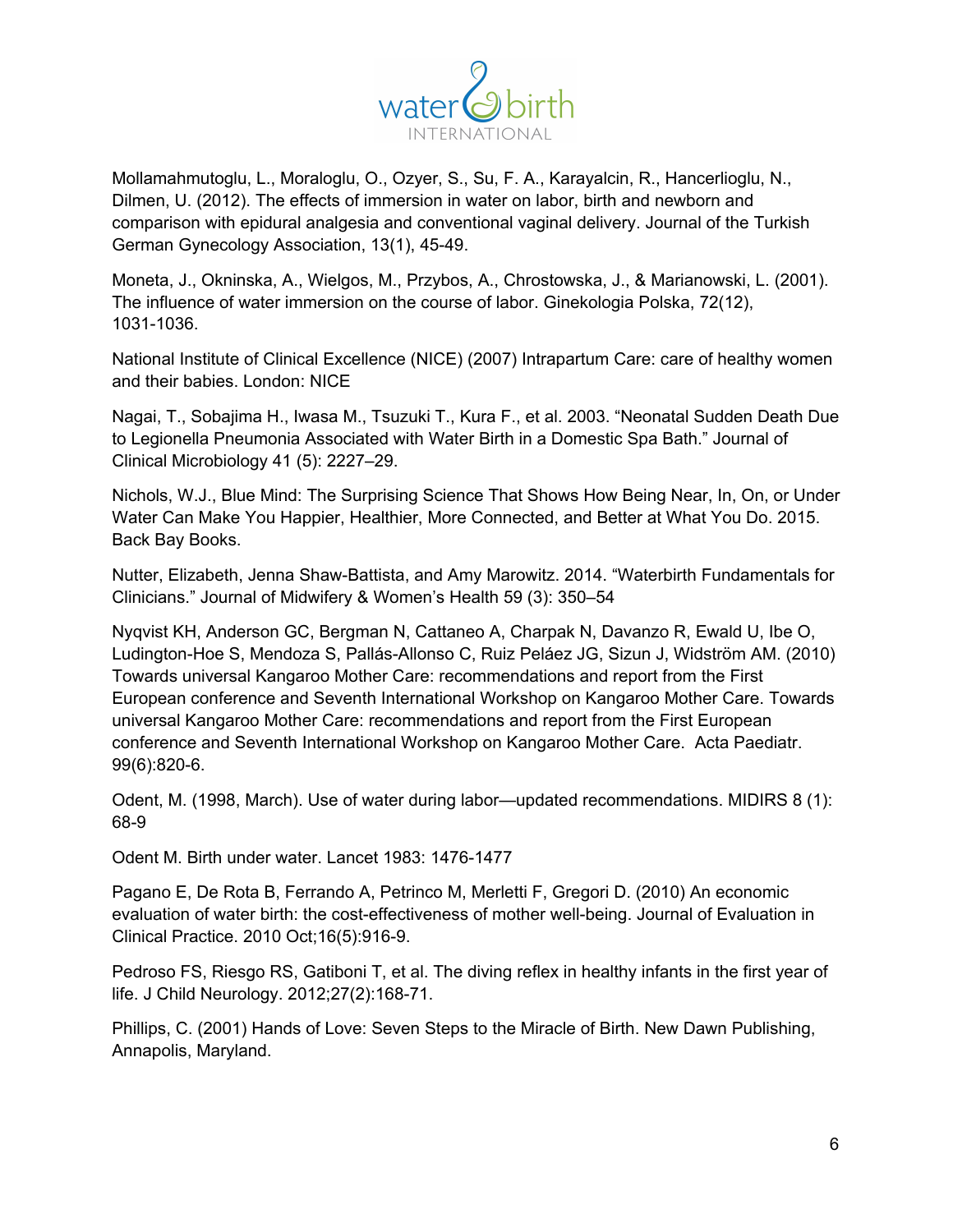Mollamahmutoglu, L., Moraloglu, O., Ozyer, S., Su, F. A., Karayalcin, R., Hancerlioglu, N., Dilmen, U. (2012). The effects of immersion in water on labor, birth and newborn and comparison with epidural analgesia and conventional vaginal delivery. Journal of the Turkish German Gynecology Association, 13(1), 45-49.

Moneta, J., Okninska, A., Wielgos, M., Przybos, A., Chrostowska, J., & Marianowski, L. (2001). The influence of water immersion on the course of labor. Ginekologia Polska, 72(12), 1031-1036.

National Institute of Clinical Excellence (NICE) (2007) Intrapartum Care: care of healthy women and their babies. London: NICE

Nagai, T., Sobajima H., Iwasa M., Tsuzuki T., Kura F., et al. 2003. "Neonatal Sudden Death Due to Legionella Pneumonia Associated with Water Birth in a Domestic Spa Bath." Journal of Clinical Microbiology 41 (5): 2227–29.

Nichols, W.J., Blue Mind: The Surprising Science That Shows How Being Near, In, On, or Under Water Can Make You Happier, Healthier, More Connected, and Better at What You Do. 2015. Back Bay Books.

Nutter, Elizabeth, Jenna Shaw-Battista, and Amy Marowitz. 2014. "Waterbirth Fundamentals for Clinicians." Journal of Midwifery & Women's Health 59 (3): 350–54

Nyqvist KH, Anderson GC, Bergman N, Cattaneo A, Charpak N, Davanzo R, Ewald U, Ibe O, Ludington-Hoe S, Mendoza S, Pallás-Allonso C, Ruiz Peláez JG, Sizun J, Widström AM. (2010) Towards universal Kangaroo Mother Care: recommendations and report from the First European conference and Seventh International Workshop on Kangaroo Mother Care. Towards universal Kangaroo Mother Care: recommendations and report from the First European conference and Seventh International Workshop on Kangaroo Mother Care. Acta Paediatr. 99(6):820-6.

Odent, M. (1998, March). Use of water during labor—updated recommendations. MIDIRS 8 (1): 68-9

Odent M. Birth under water. Lancet 1983: 1476-1477

Pagano E, De Rota B, Ferrando A, Petrinco M, Merletti F, Gregori D. (2010) An economic evaluation of water birth: the cost-effectiveness of mother well-being. Journal of Evaluation in Clinical Practice. 2010 Oct;16(5):916-9.

Pedroso FS, Riesgo RS, Gatiboni T, et al. The diving reflex in healthy infants in the first year of life. J Child Neurology. 2012;27(2):168-71.

Phillips, C. (2001) Hands of Love: Seven Steps to the Miracle of Birth. New Dawn Publishing, Annapolis, Maryland.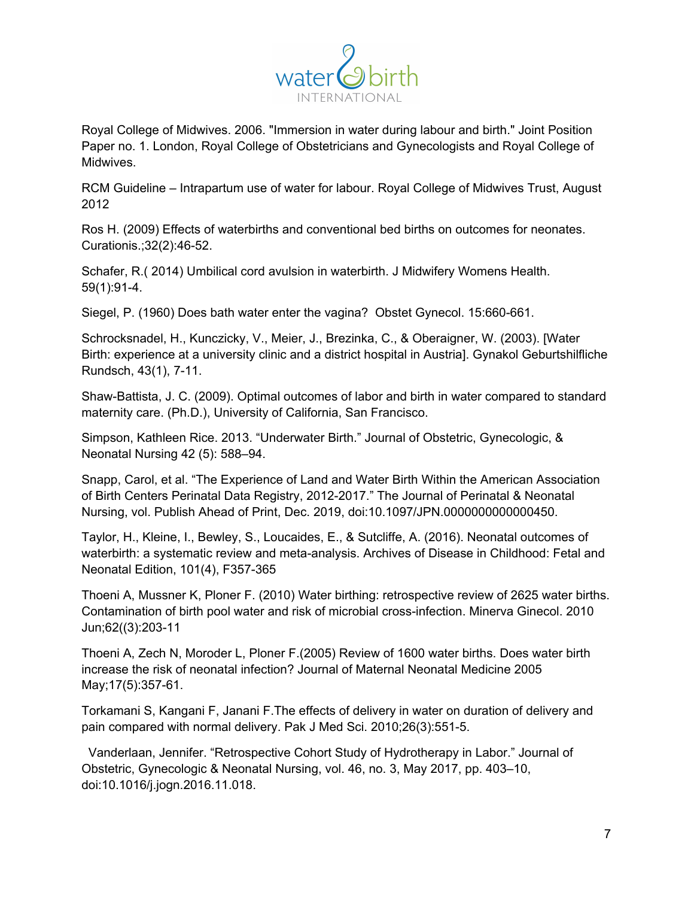Royal College of Midwives. 2006. "Immersion in water during labour and birth." Joint Position Paper no. 1. London, Royal College of Obstetricians and Gynecologists and Royal College of Midwives.

RCM Guideline – Intrapartum use of water for labour. Royal College of Midwives Trust, August 2012

Ros H. (2009) Effects of waterbirths and conventional bed births on outcomes for neonates. Curationis.;32(2):46-52.

Schafer, R.( 2014) Umbilical cord avulsion in waterbirth. J Midwifery Womens Health. 59(1):91-4.

Siegel, P. (1960) Does bath water enter the vagina? Obstet Gynecol. 15:660-661.

Schrocksnadel, H., Kunczicky, V., Meier, J., Brezinka, C., & Oberaigner, W. (2003). [Water Birth: experience at a university clinic and a district hospital in Austria]. Gynakol Geburtshilfliche Rundsch, 43(1), 7-11.

Shaw-Battista, J. C. (2009). Optimal outcomes of labor and birth in water compared to standard maternity care. (Ph.D.), University of California, San Francisco.

Simpson, Kathleen Rice. 2013. "Underwater Birth." Journal of Obstetric, Gynecologic, & Neonatal Nursing 42 (5): 588–94.

Snapp, Carol, et al. "The Experience of Land and Water Birth Within the American Association of Birth Centers Perinatal Data Registry, 2012-2017." The Journal of Perinatal & Neonatal Nursing, vol. Publish Ahead of Print, Dec. 2019, doi:10.1097/JPN.0000000000000450.

Taylor, H., Kleine, I., Bewley, S., Loucaides, E., & Sutcliffe, A. (2016). Neonatal outcomes of waterbirth: a systematic review and meta-analysis. Archives of Disease in Childhood: Fetal and Neonatal Edition, 101(4), F357-365

Thoeni A, Mussner K, Ploner F. (2010) Water birthing: retrospective review of 2625 water births. Contamination of birth pool water and risk of microbial cross-infection. Minerva Ginecol. 2010 Jun;62((3):203-11

Thoeni A, Zech N, Moroder L, Ploner F.(2005) Review of 1600 water births. Does water birth increase the risk of neonatal infection? Journal of Maternal Neonatal Medicine 2005 May;17(5):357-61.

Torkamani S, Kangani F, Janani F.The effects of delivery in water on duration of delivery and pain compared with normal delivery. Pak J Med Sci. 2010;26(3):551-5.

Vanderlaan, Jennifer. "Retrospective Cohort Study of Hydrotherapy in Labor." Journal of Obstetric, Gynecologic & Neonatal Nursing, vol. 46, no. 3, May 2017, pp. 403–10, doi:10.1016/j.jogn.2016.11.018.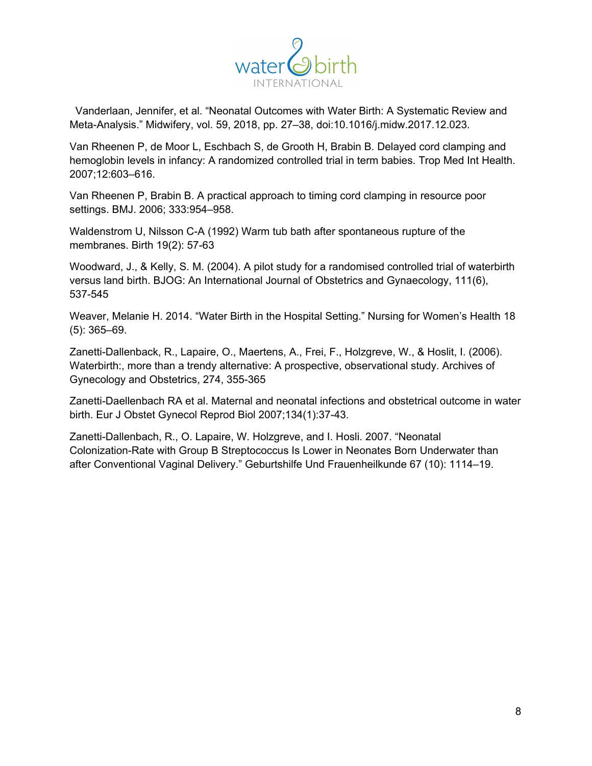Vanderlaan, Jennifer, et al. "Neonatal Outcomes with Water Birth: A Systematic Review and Meta-Analysis." Midwifery, vol. 59, 2018, pp. 27–38, doi:10.1016/j.midw.2017.12.023.

Van Rheenen P, de Moor L, Eschbach S, de Grooth H, Brabin B. Delayed cord clamping and hemoglobin levels in infancy: A randomized controlled trial in term babies. Trop Med Int Health. 2007;12:603–616.

Van Rheenen P, Brabin B. A practical approach to timing cord clamping in resource poor settings. BMJ. 2006; 333:954–958.

Waldenstrom U, Nilsson C-A (1992) Warm tub bath after spontaneous rupture of the membranes. Birth 19(2): 57-63

Woodward, J., & Kelly, S. M. (2004). A pilot study for a randomised controlled trial of waterbirth versus land birth. BJOG: An International Journal of Obstetrics and Gynaecology, 111(6), 537-545

Weaver, Melanie H. 2014. "Water Birth in the Hospital Setting." Nursing for Women's Health 18 (5): 365–69.

Zanetti-Dallenback, R., Lapaire, O., Maertens, A., Frei, F., Holzgreve, W., & Hoslit, I. (2006). Waterbirth:, more than a trendy alternative: A prospective, observational study. Archives of Gynecology and Obstetrics, 274, 355-365

Zanetti-Daellenbach RA et al. Maternal and neonatal infections and obstetrical outcome in water birth. Eur J Obstet Gynecol Reprod Biol 2007;134(1):37-43.

Zanetti-Dallenbach, R., O. Lapaire, W. Holzgreve, and I. Hosli. 2007. "Neonatal Colonization-Rate with Group B Streptococcus Is Lower in Neonates Born Underwater than after Conventional Vaginal Delivery." Geburtshilfe Und Frauenheilkunde 67 (10): 1114–19.